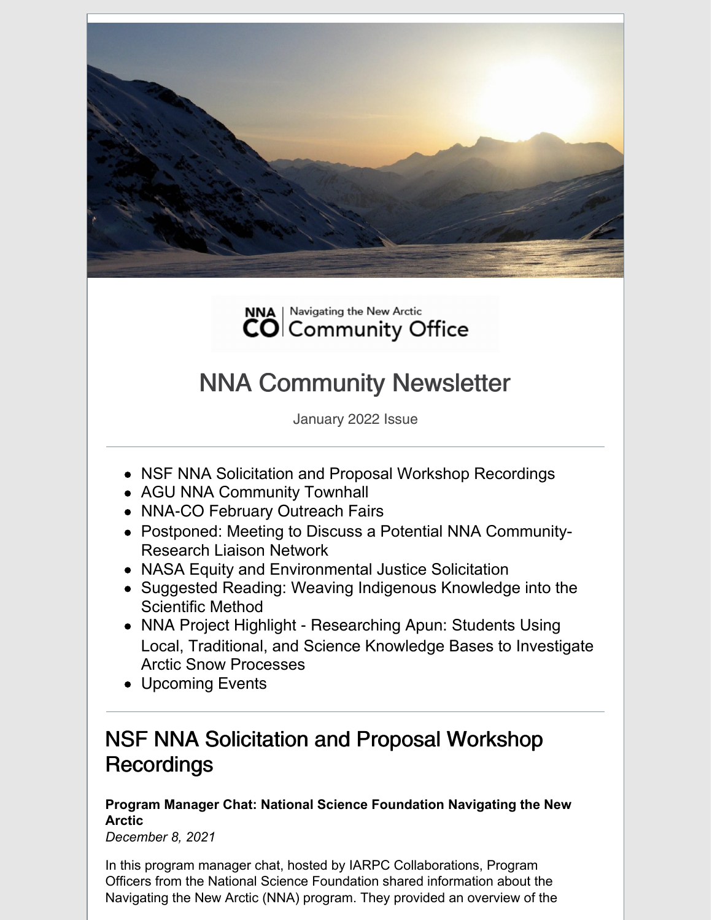NNA CO | Navigating the New Arctic Community Office

# NNA Community Newsletter

January 2022 Issue

---

- NSF NNA Solicitation and Proposal Workshop Recordings
- AGU NNA Community Townhall
- NNA-CO February Outreach Fairs
- Postponed: Meeting to Discuss a Potential NNA Community-Research Liaison Network
- NASA Equity and Environmental Justice Solicitation
- Suggested Reading: Weaving Indigenous Knowledge into the Scientific Method
- NNA Project Highlight - Researching Apun: Students Using Local, Traditional, and Science Knowledge Bases to Investigate Arctic Snow Processes
- Upcoming Events

---

## NSF NNA Solicitation and Proposal Workshop Recordings

**Program Manager Chat: National Science Foundation Navigating the New Arctic**
*December 8, 2021*

In this program manager chat, hosted by IARPC Collaborations, Program Officers from the National Science Foundation shared information about the Navigating the New Arctic (NNA) program. They provided an overview of the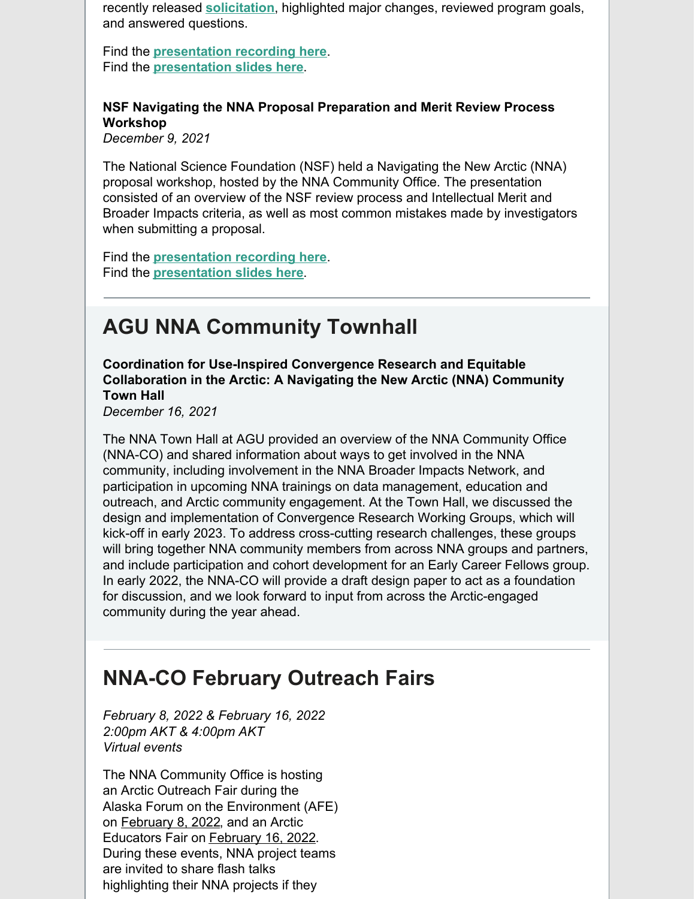recently released **solicitation**, highlighted major changes, reviewed program goals, and answered questions.

Find the **presentation recording here**.
Find the **presentation slides here**.

**NSF Navigating the NNA Proposal Preparation and Merit Review Process Workshop**
*December 9, 2021*

The National Science Foundation (NSF) held a Navigating the New Arctic (NNA) proposal workshop, hosted by the NNA Community Office. The presentation consisted of an overview of the NSF review process and Intellectual Merit and Broader Impacts criteria, as well as most common mistakes made by investigators when submitting a proposal.

Find the **presentation recording here**.
Find the **presentation slides here**.

---

## AGU NNA Community Townhall

**Coordination for Use-Inspired Convergence Research and Equitable Collaboration in the Arctic: A Navigating the New Arctic (NNA) Community Town Hall**
*December 16, 2021*

The NNA Town Hall at AGU provided an overview of the NNA Community Office (NNA-CO) and shared information about ways to get involved in the NNA community, including involvement in the NNA Broader Impacts Network, and participation in upcoming NNA trainings on data management, education and outreach, and Arctic community engagement. At the Town Hall, we discussed the design and implementation of Convergence Research Working Groups, which will kick-off in early 2023. To address cross-cutting research challenges, these groups will bring together NNA community members from across NNA groups and partners, and include participation and cohort development for an Early Career Fellows group. In early 2022, the NNA-CO will provide a draft design paper to act as a foundation for discussion, and we look forward to input from across the Arctic-engaged community during the year ahead.

---

## NNA-CO February Outreach Fairs

*February 8, 2022 & February 16, 2022*
*2:00pm AKT & 4:00pm AKT*
*Virtual events*

The NNA Community Office is hosting an Arctic Outreach Fair during the Alaska Forum on the Environment (AFE) on February 8, 2022, and an Arctic Educators Fair on February 16, 2022. During these events, NNA project teams are invited to share flash talks highlighting their NNA projects if they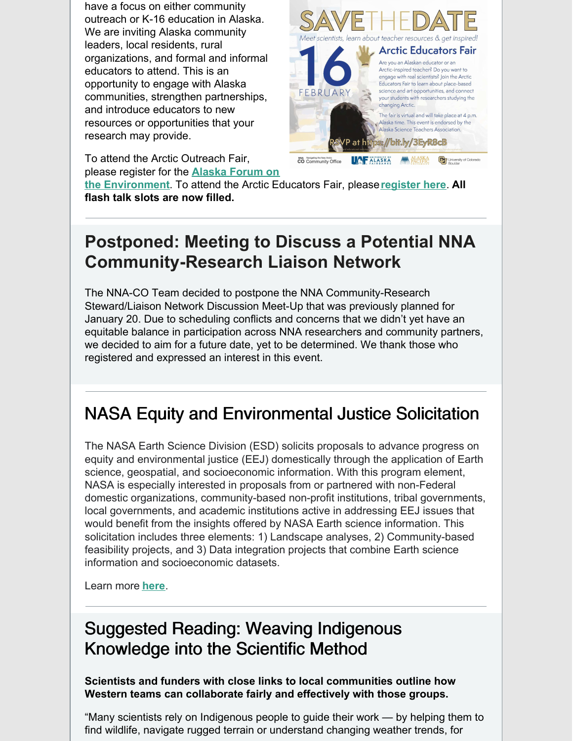have a focus on either community outreach or K-16 education in Alaska. We are inviting Alaska community leaders, local residents, rural organizations, and formal and informal educators to attend. This is an opportunity to engage with Alaska communities, strengthen partnerships, and introduce educators to new resources or opportunities that your research may provide.

SAVE THE DATE

*Meet scientists, learn about teacher resources & get inspired!*

16 FEBRUARY

**Arctic Educators Fair**

Are you an Alaskan educator or an Arctic-inspired teacher? Do you want to engage with real scientists? Join the Arctic Educators Fair to learn about place-based science and art opportunities, and connect your students with researchers studying the changing Arctic.

The fair is virtual and will take place at 4 p.m. Alaska time. This event is endorsed by the Alaska Science Teachers Association.

RSVP at https://bit.ly/3EyR8cB

To attend the Arctic Outreach Fair, please register for the **Alaska Forum on the Environment**. To attend the Arctic Educators Fair, please **register here**. **All flash talk slots are now filled.**

## Postponed: Meeting to Discuss a Potential NNA Community-Research Liaison Network

The NNA-CO Team decided to postpone the NNA Community-Research Steward/Liaison Network Discussion Meet-Up that was previously planned for January 20. Due to scheduling conflicts and concerns that we didn't yet have an equitable balance in participation across NNA researchers and community partners, we decided to aim for a future date, yet to be determined. We thank those who registered and expressed an interest in this event.

## NASA Equity and Environmental Justice Solicitation

The NASA Earth Science Division (ESD) solicits proposals to advance progress on equity and environmental justice (EEJ) domestically through the application of Earth science, geospatial, and socioeconomic information. With this program element, NASA is especially interested in proposals from or partnered with non-Federal domestic organizations, community-based non-profit institutions, tribal governments, local governments, and academic institutions active in addressing EEJ issues that would benefit from the insights offered by NASA Earth science information. This solicitation includes three elements: 1) Landscape analyses, 2) Community-based feasibility projects, and 3) Data integration projects that combine Earth science information and socioeconomic datasets.

Learn more **here**.

## Suggested Reading: Weaving Indigenous Knowledge into the Scientific Method

**Scientists and funders with close links to local communities outline how Western teams can collaborate fairly and effectively with those groups.**

"Many scientists rely on Indigenous people to guide their work — by helping them to find wildlife, navigate rugged terrain or understand changing weather trends, for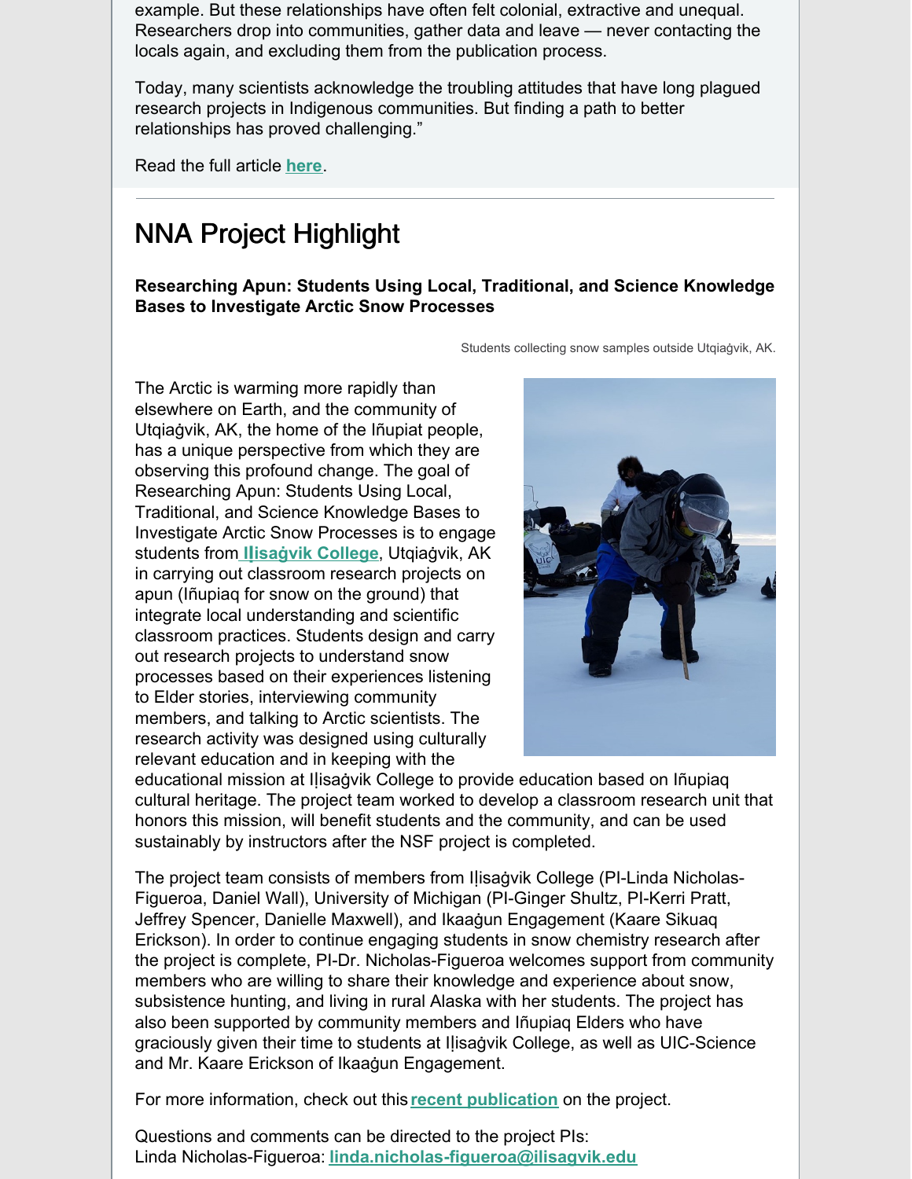example. But these relationships have often felt colonial, extractive and unequal. Researchers drop into communities, gather data and leave — never contacting the locals again, and excluding them from the publication process.

Today, many scientists acknowledge the troubling attitudes that have long plagued research projects in Indigenous communities. But finding a path to better relationships has proved challenging."

Read the full article **here**.

---

## NNA Project Highlight

**Researching Apun: Students Using Local, Traditional, and Science Knowledge Bases to Investigate Arctic Snow Processes**

Students collecting snow samples outside Utqiaġvik, AK.

The Arctic is warming more rapidly than elsewhere on Earth, and the community of Utqiaġvik, AK, the home of the Iñupiat people, has a unique perspective from which they are observing this profound change. The goal of Researching Apun: Students Using Local, Traditional, and Science Knowledge Bases to Investigate Arctic Snow Processes is to engage students from **Iḷisaġvik College**, Utqiaġvik, AK in carrying out classroom research projects on apun (Iñupiaq for snow on the ground) that integrate local understanding and scientific classroom practices. Students design and carry out research projects to understand snow processes based on their experiences listening to Elder stories, interviewing community members, and talking to Arctic scientists. The research activity was designed using culturally relevant education and in keeping with the educational mission at Iḷisaġvik College to provide education based on Iñupiaq cultural heritage. The project team worked to develop a classroom research unit that honors this mission, will benefit students and the community, and can be used sustainably by instructors after the NSF project is completed.

The project team consists of members from Iḷisaġvik College (PI-Linda Nicholas-Figueroa, Daniel Wall), University of Michigan (PI-Ginger Shultz, PI-Kerri Pratt, Jeffrey Spencer, Danielle Maxwell), and Ikaaġun Engagement (Kaare Sikuaq Erickson). In order to continue engaging students in snow chemistry research after the project is complete, PI-Dr. Nicholas-Figueroa welcomes support from community members who are willing to share their knowledge and experience about snow, subsistence hunting, and living in rural Alaska with her students. The project has also been supported by community members and Iñupiaq Elders who have graciously given their time to students at Iḷisaġvik College, as well as UIC-Science and Mr. Kaare Erickson of Ikaaġun Engagement.

For more information, check out this **recent publication** on the project.

Questions and comments can be directed to the project PIs:
Linda Nicholas-Figueroa: **linda.nicholas-figueroa@ilisagvik.edu**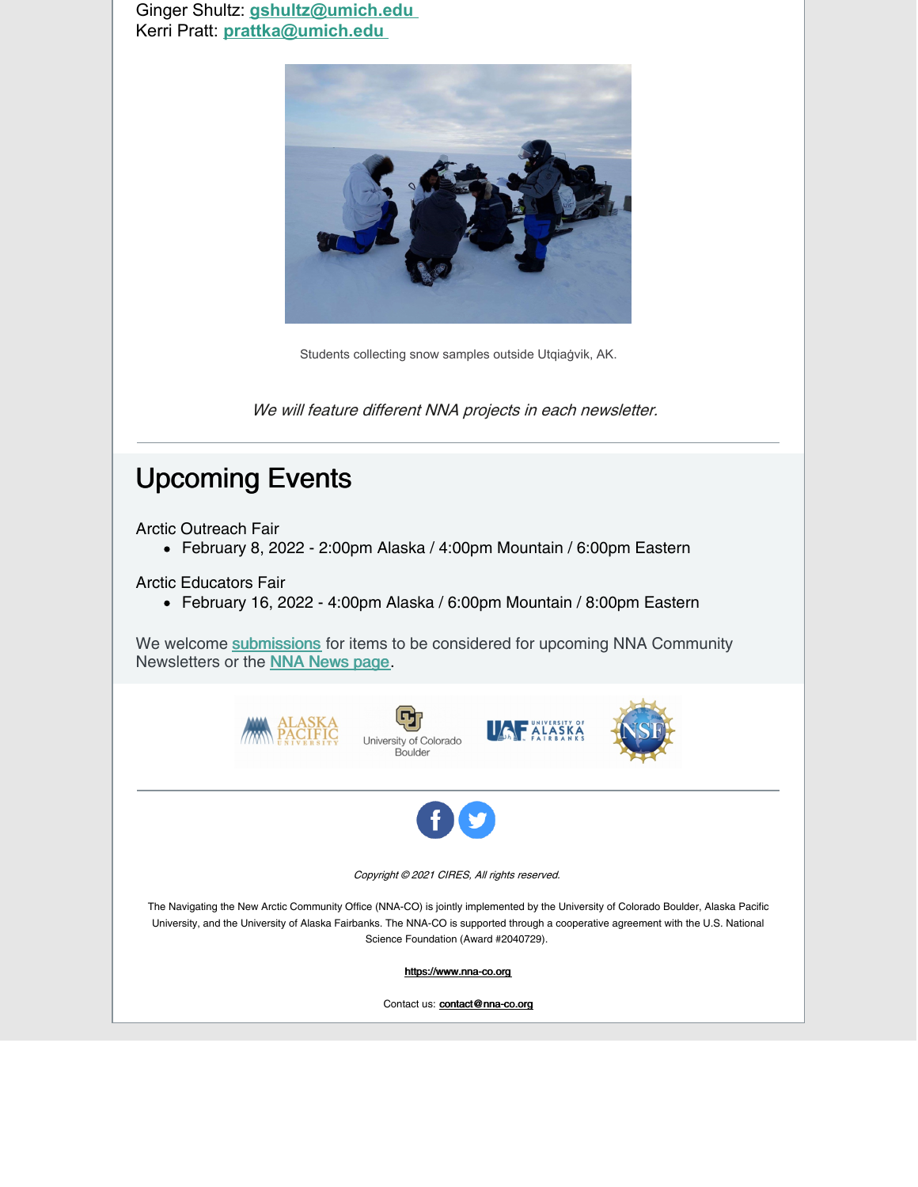Ginger Shultz: **gshultz@umich.edu**
Kerri Pratt: **prattka@umich.edu**

Students collecting snow samples outside Utqiaġvik, AK.

*We will feature different NNA projects in each newsletter.*

## Upcoming Events

Arctic Outreach Fair

- February 8, 2022 - 2:00pm Alaska / 4:00pm Mountain / 6:00pm Eastern

Arctic Educators Fair

- February 16, 2022 - 4:00pm Alaska / 6:00pm Mountain / 8:00pm Eastern

We welcome submissions for items to be considered for upcoming NNA Community Newsletters or the NNA News page.

*Copyright © 2021 CIRES, All rights reserved.*

The Navigating the New Arctic Community Office (NNA-CO) is jointly implemented by the University of Colorado Boulder, Alaska Pacific University, and the University of Alaska Fairbanks. The NNA-CO is supported through a cooperative agreement with the U.S. National Science Foundation (Award #2040729).

**https://www.nna-co.org**

Contact us: **contact@nna-co.org**